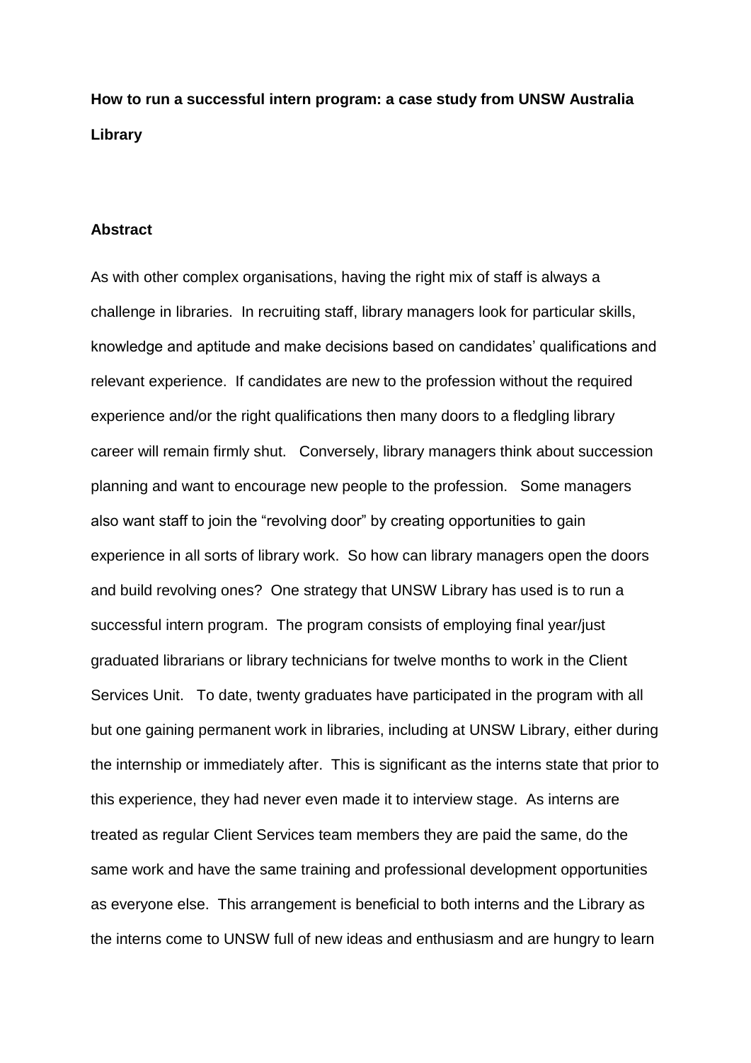**How to run a successful intern program: a case study from UNSW Australia Library**

**Abstract**

As with other complex organisations, having the right mix of staff is always a challenge in libraries. In recruiting staff, library managers look for particular skills, knowledge and aptitude and make decisions based on candidates' qualifications and relevant experience. If candidates are new to the profession without the required experience and/or the right qualifications then many doors to a fledgling library career will remain firmly shut. Conversely, library managers think about succession planning and want to encourage new people to the profession. Some managers also want staff to join the "revolving door" by creating opportunities to gain experience in all sorts of library work. So how can library managers open the doors and build revolving ones? One strategy that UNSW Library has used is to run a successful intern program. The program consists of employing final year/just graduated librarians or library technicians for twelve months to work in the Client Services Unit. To date, twenty graduates have participated in the program with all but one gaining permanent work in libraries, including at UNSW Library, either during the internship or immediately after. This is significant as the interns state that prior to this experience, they had never even made it to interview stage. As interns are treated as regular Client Services team members they are paid the same, do the same work and have the same training and professional development opportunities as everyone else. This arrangement is beneficial to both interns and the Library as the interns come to UNSW full of new ideas and enthusiasm and are hungry to learn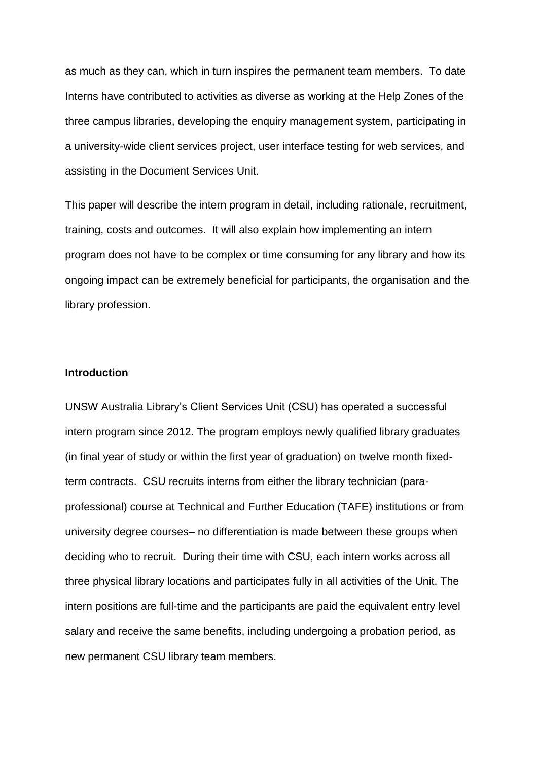as much as they can, which in turn inspires the permanent team members. To date Interns have contributed to activities as diverse as working at the Help Zones of the three campus libraries, developing the enquiry management system, participating in a university-wide client services project, user interface testing for web services, and assisting in the Document Services Unit.

This paper will describe the intern program in detail, including rationale, recruitment, training, costs and outcomes. It will also explain how implementing an intern program does not have to be complex or time consuming for any library and how its ongoing impact can be extremely beneficial for participants, the organisation and the library profession.

**Introduction**

UNSW Australia Library's Client Services Unit (CSU) has operated a successful intern program since 2012. The program employs newly qualified library graduates (in final year of study or within the first year of graduation) on twelve month fixed-term contracts. CSU recruits interns from either the library technician (para-professional) course at Technical and Further Education (TAFE) institutions or from university degree courses– no differentiation is made between these groups when deciding who to recruit. During their time with CSU, each intern works across all three physical library locations and participates fully in all activities of the Unit. The intern positions are full-time and the participants are paid the equivalent entry level salary and receive the same benefits, including undergoing a probation period, as new permanent CSU library team members.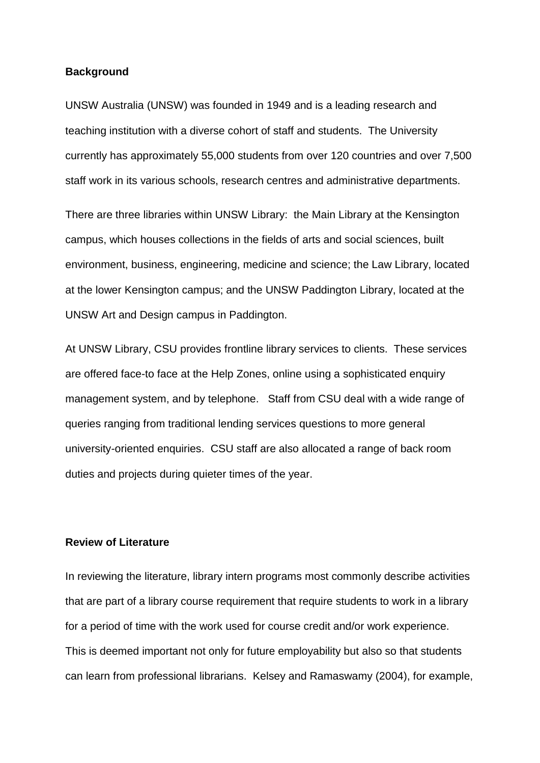**Background**

UNSW Australia (UNSW) was founded in 1949 and is a leading research and teaching institution with a diverse cohort of staff and students. The University currently has approximately 55,000 students from over 120 countries and over 7,500 staff work in its various schools, research centres and administrative departments.

There are three libraries within UNSW Library: the Main Library at the Kensington campus, which houses collections in the fields of arts and social sciences, built environment, business, engineering, medicine and science; the Law Library, located at the lower Kensington campus; and the UNSW Paddington Library, located at the UNSW Art and Design campus in Paddington.

At UNSW Library, CSU provides frontline library services to clients. These services are offered face-to face at the Help Zones, online using a sophisticated enquiry management system, and by telephone. Staff from CSU deal with a wide range of queries ranging from traditional lending services questions to more general university-oriented enquiries. CSU staff are also allocated a range of back room duties and projects during quieter times of the year.

**Review of Literature**

In reviewing the literature, library intern programs most commonly describe activities that are part of a library course requirement that require students to work in a library for a period of time with the work used for course credit and/or work experience. This is deemed important not only for future employability but also so that students can learn from professional librarians. Kelsey and Ramaswamy (2004), for example,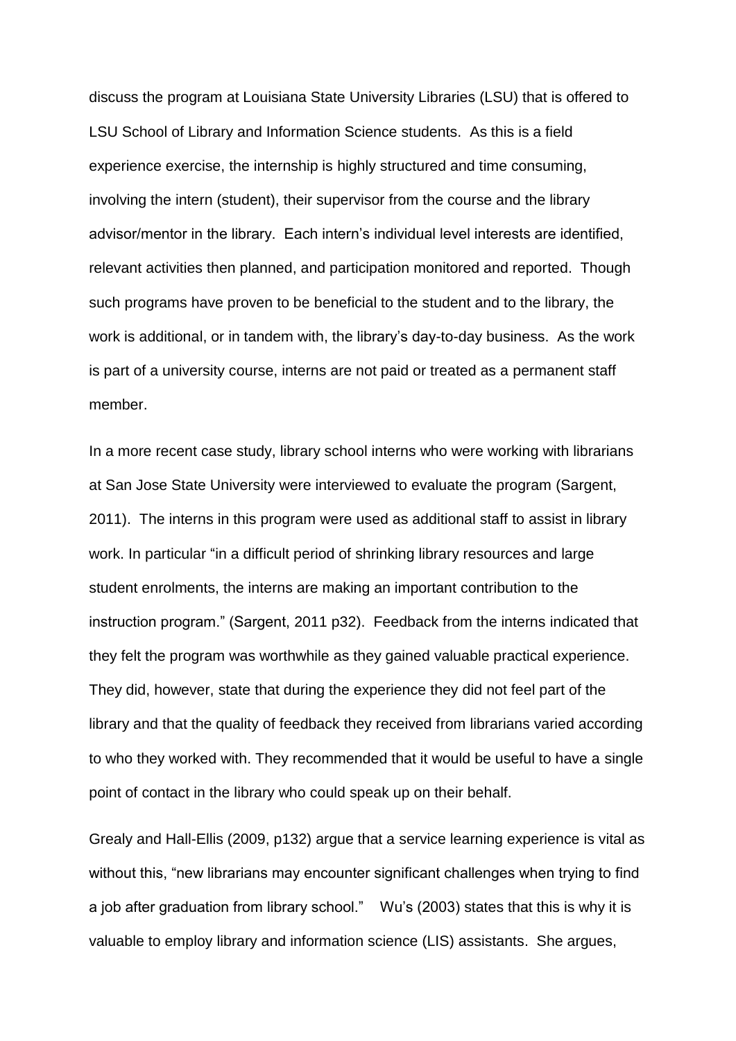discuss the program at Louisiana State University Libraries (LSU) that is offered to LSU School of Library and Information Science students. As this is a field experience exercise, the internship is highly structured and time consuming, involving the intern (student), their supervisor from the course and the library advisor/mentor in the library. Each intern's individual level interests are identified, relevant activities then planned, and participation monitored and reported. Though such programs have proven to be beneficial to the student and to the library, the work is additional, or in tandem with, the library's day-to-day business. As the work is part of a university course, interns are not paid or treated as a permanent staff member.

In a more recent case study, library school interns who were working with librarians at San Jose State University were interviewed to evaluate the program (Sargent, 2011). The interns in this program were used as additional staff to assist in library work. In particular "in a difficult period of shrinking library resources and large student enrolments, the interns are making an important contribution to the instruction program." (Sargent, 2011 p32). Feedback from the interns indicated that they felt the program was worthwhile as they gained valuable practical experience. They did, however, state that during the experience they did not feel part of the library and that the quality of feedback they received from librarians varied according to who they worked with. They recommended that it would be useful to have a single point of contact in the library who could speak up on their behalf.

Grealy and Hall-Ellis (2009, p132) argue that a service learning experience is vital as without this, "new librarians may encounter significant challenges when trying to find a job after graduation from library school." Wu's (2003) states that this is why it is valuable to employ library and information science (LIS) assistants. She argues,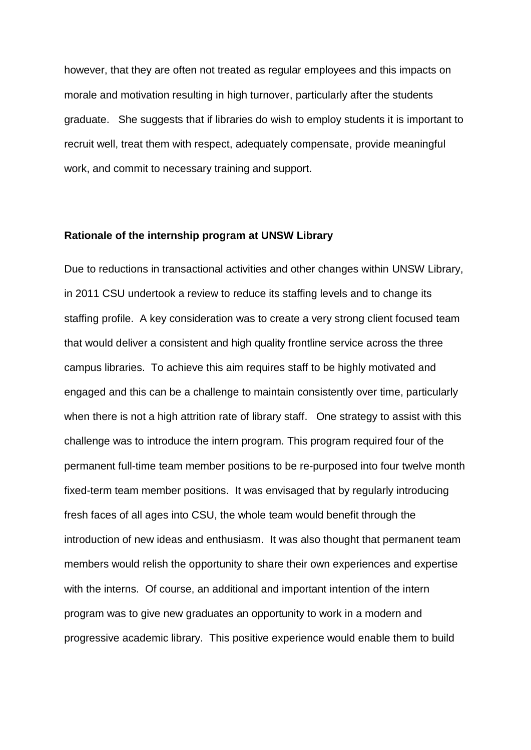however, that they are often not treated as regular employees and this impacts on morale and motivation resulting in high turnover, particularly after the students graduate. She suggests that if libraries do wish to employ students it is important to recruit well, treat them with respect, adequately compensate, provide meaningful work, and commit to necessary training and support.

**Rationale of the internship program at UNSW Library**

Due to reductions in transactional activities and other changes within UNSW Library, in 2011 CSU undertook a review to reduce its staffing levels and to change its staffing profile. A key consideration was to create a very strong client focused team that would deliver a consistent and high quality frontline service across the three campus libraries. To achieve this aim requires staff to be highly motivated and engaged and this can be a challenge to maintain consistently over time, particularly when there is not a high attrition rate of library staff. One strategy to assist with this challenge was to introduce the intern program. This program required four of the permanent full-time team member positions to be re-purposed into four twelve month fixed-term team member positions. It was envisaged that by regularly introducing fresh faces of all ages into CSU, the whole team would benefit through the introduction of new ideas and enthusiasm. It was also thought that permanent team members would relish the opportunity to share their own experiences and expertise with the interns. Of course, an additional and important intention of the intern program was to give new graduates an opportunity to work in a modern and progressive academic library. This positive experience would enable them to build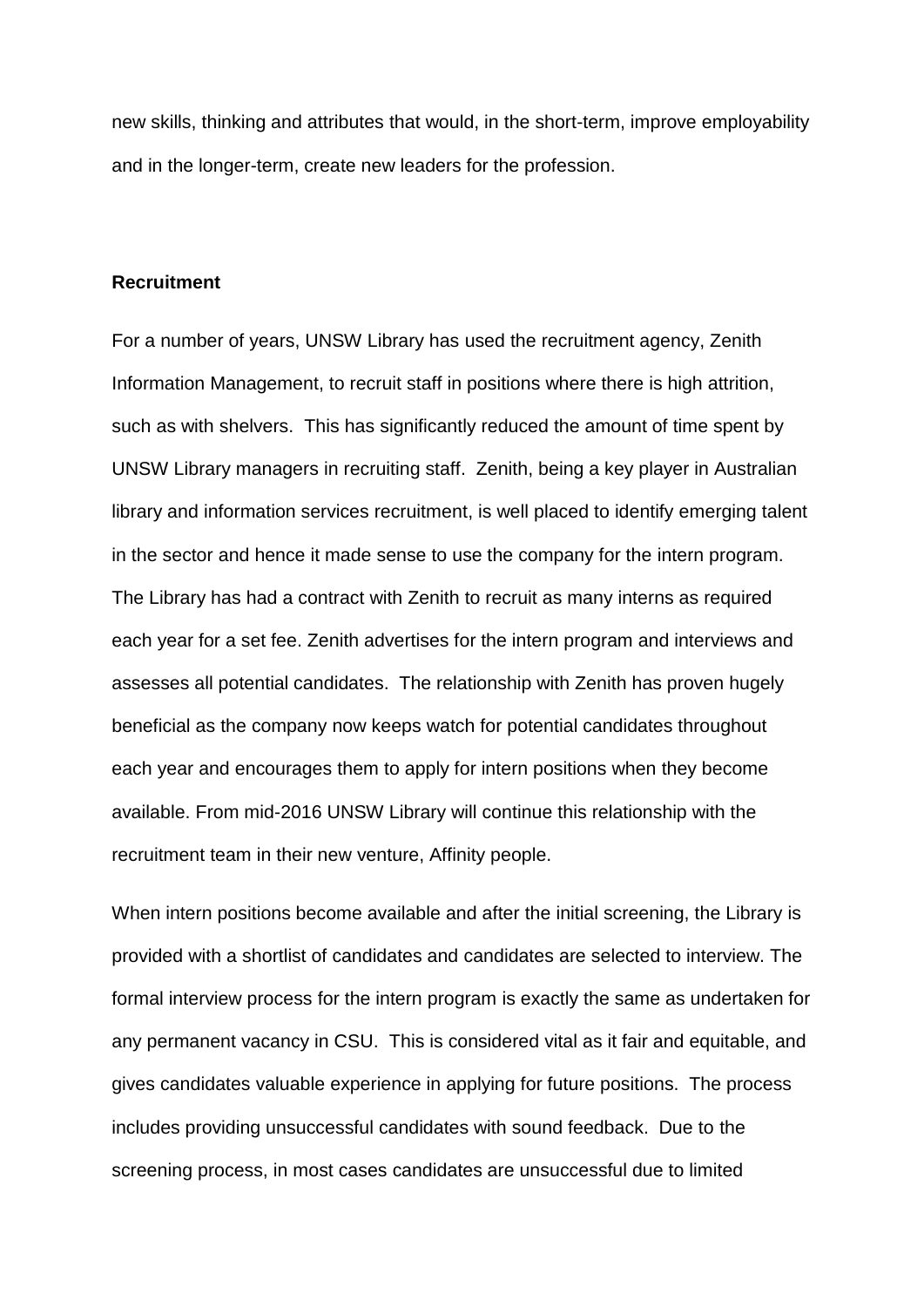new skills, thinking and attributes that would, in the short-term, improve employability and in the longer-term, create new leaders for the profession.

**Recruitment**

For a number of years, UNSW Library has used the recruitment agency, Zenith Information Management, to recruit staff in positions where there is high attrition, such as with shelvers. This has significantly reduced the amount of time spent by UNSW Library managers in recruiting staff. Zenith, being a key player in Australian library and information services recruitment, is well placed to identify emerging talent in the sector and hence it made sense to use the company for the intern program. The Library has had a contract with Zenith to recruit as many interns as required each year for a set fee. Zenith advertises for the intern program and interviews and assesses all potential candidates. The relationship with Zenith has proven hugely beneficial as the company now keeps watch for potential candidates throughout each year and encourages them to apply for intern positions when they become available. From mid-2016 UNSW Library will continue this relationship with the recruitment team in their new venture, Affinity people.

When intern positions become available and after the initial screening, the Library is provided with a shortlist of candidates and candidates are selected to interview. The formal interview process for the intern program is exactly the same as undertaken for any permanent vacancy in CSU. This is considered vital as it fair and equitable, and gives candidates valuable experience in applying for future positions. The process includes providing unsuccessful candidates with sound feedback. Due to the screening process, in most cases candidates are unsuccessful due to limited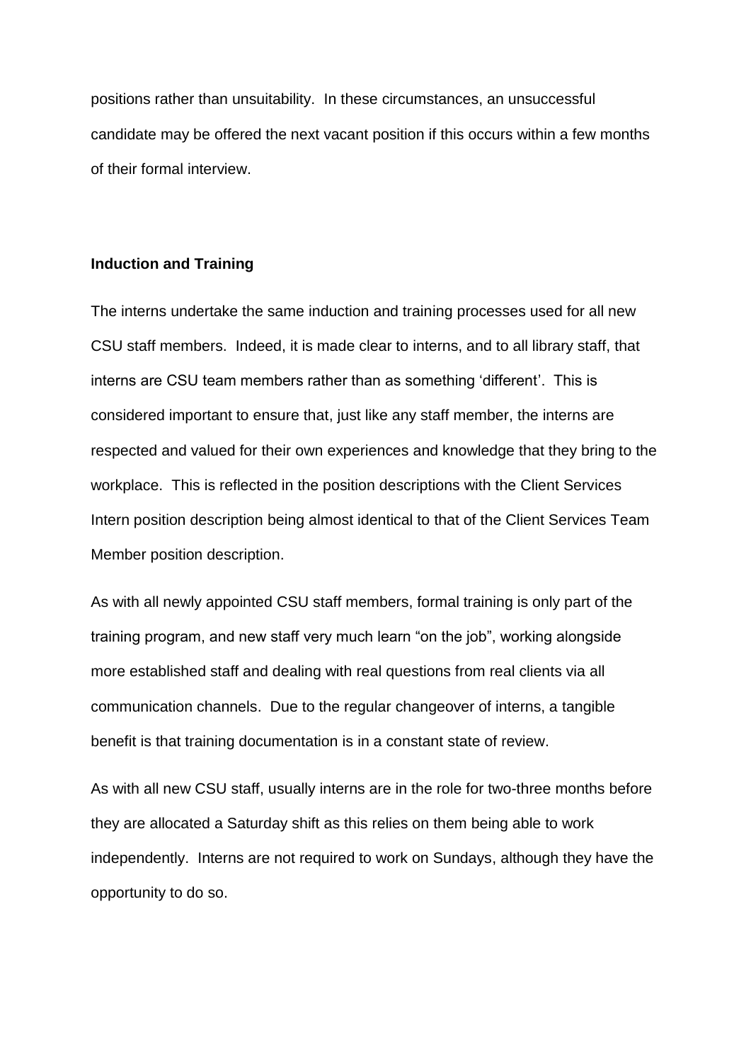positions rather than unsuitability. In these circumstances, an unsuccessful candidate may be offered the next vacant position if this occurs within a few months of their formal interview.

**Induction and Training**

The interns undertake the same induction and training processes used for all new CSU staff members. Indeed, it is made clear to interns, and to all library staff, that interns are CSU team members rather than as something 'different'. This is considered important to ensure that, just like any staff member, the interns are respected and valued for their own experiences and knowledge that they bring to the workplace. This is reflected in the position descriptions with the Client Services Intern position description being almost identical to that of the Client Services Team Member position description.

As with all newly appointed CSU staff members, formal training is only part of the training program, and new staff very much learn "on the job", working alongside more established staff and dealing with real questions from real clients via all communication channels. Due to the regular changeover of interns, a tangible benefit is that training documentation is in a constant state of review.

As with all new CSU staff, usually interns are in the role for two-three months before they are allocated a Saturday shift as this relies on them being able to work independently. Interns are not required to work on Sundays, although they have the opportunity to do so.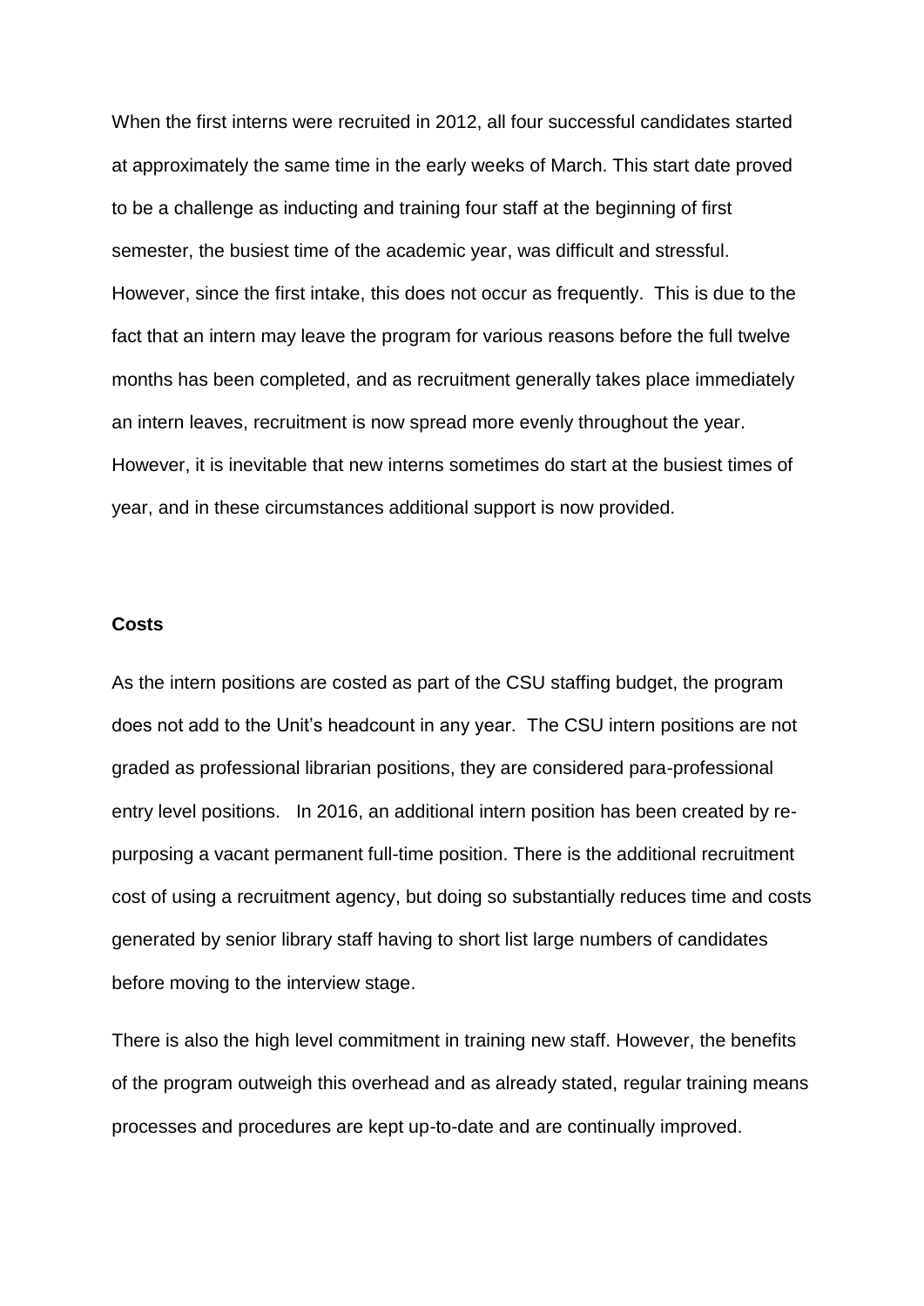When the first interns were recruited in 2012, all four successful candidates started at approximately the same time in the early weeks of March. This start date proved to be a challenge as inducting and training four staff at the beginning of first semester, the busiest time of the academic year, was difficult and stressful. However, since the first intake, this does not occur as frequently. This is due to the fact that an intern may leave the program for various reasons before the full twelve months has been completed, and as recruitment generally takes place immediately an intern leaves, recruitment is now spread more evenly throughout the year. However, it is inevitable that new interns sometimes do start at the busiest times of year, and in these circumstances additional support is now provided.

**Costs**

As the intern positions are costed as part of the CSU staffing budget, the program does not add to the Unit's headcount in any year. The CSU intern positions are not graded as professional librarian positions, they are considered para-professional entry level positions. In 2016, an additional intern position has been created by re-purposing a vacant permanent full-time position. There is the additional recruitment cost of using a recruitment agency, but doing so substantially reduces time and costs generated by senior library staff having to short list large numbers of candidates before moving to the interview stage.

There is also the high level commitment in training new staff. However, the benefits of the program outweigh this overhead and as already stated, regular training means processes and procedures are kept up-to-date and are continually improved.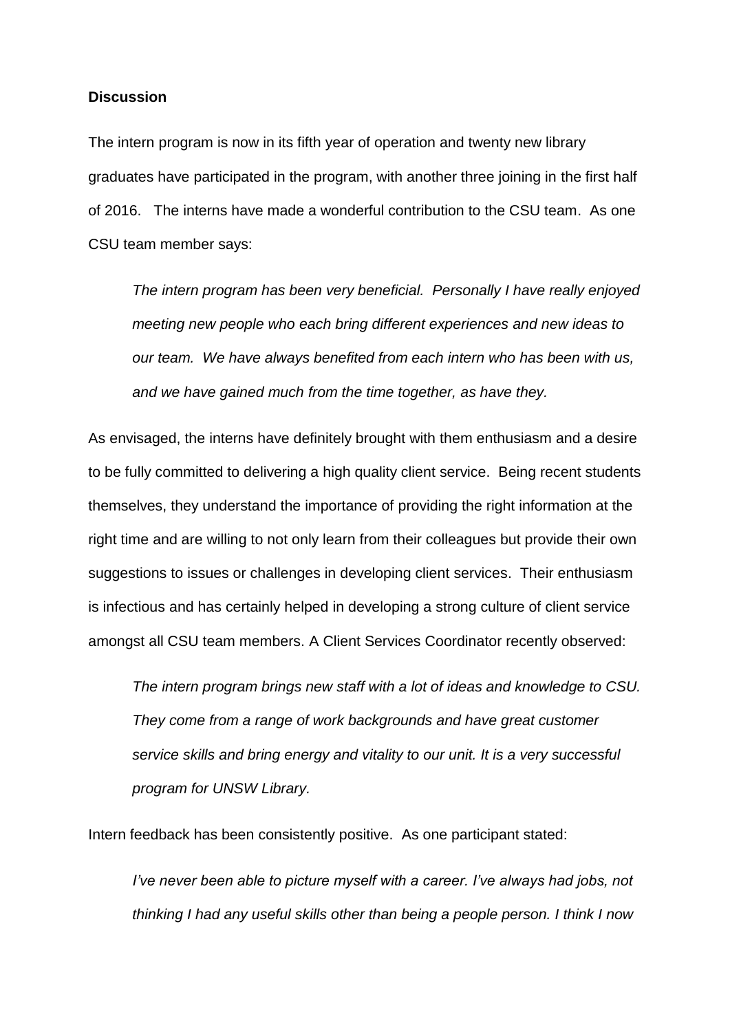**Discussion**

The intern program is now in its fifth year of operation and twenty new library graduates have participated in the program, with another three joining in the first half of 2016. The interns have made a wonderful contribution to the CSU team. As one CSU team member says:

> *The intern program has been very beneficial. Personally I have really enjoyed meeting new people who each bring different experiences and new ideas to our team. We have always benefited from each intern who has been with us, and we have gained much from the time together, as have they.*

As envisaged, the interns have definitely brought with them enthusiasm and a desire to be fully committed to delivering a high quality client service. Being recent students themselves, they understand the importance of providing the right information at the right time and are willing to not only learn from their colleagues but provide their own suggestions to issues or challenges in developing client services. Their enthusiasm is infectious and has certainly helped in developing a strong culture of client service amongst all CSU team members. A Client Services Coordinator recently observed:

> *The intern program brings new staff with a lot of ideas and knowledge to CSU. They come from a range of work backgrounds and have great customer service skills and bring energy and vitality to our unit. It is a very successful program for UNSW Library.*

Intern feedback has been consistently positive. As one participant stated:

> *I've never been able to picture myself with a career. I've always had jobs, not thinking I had any useful skills other than being a people person. I think I now*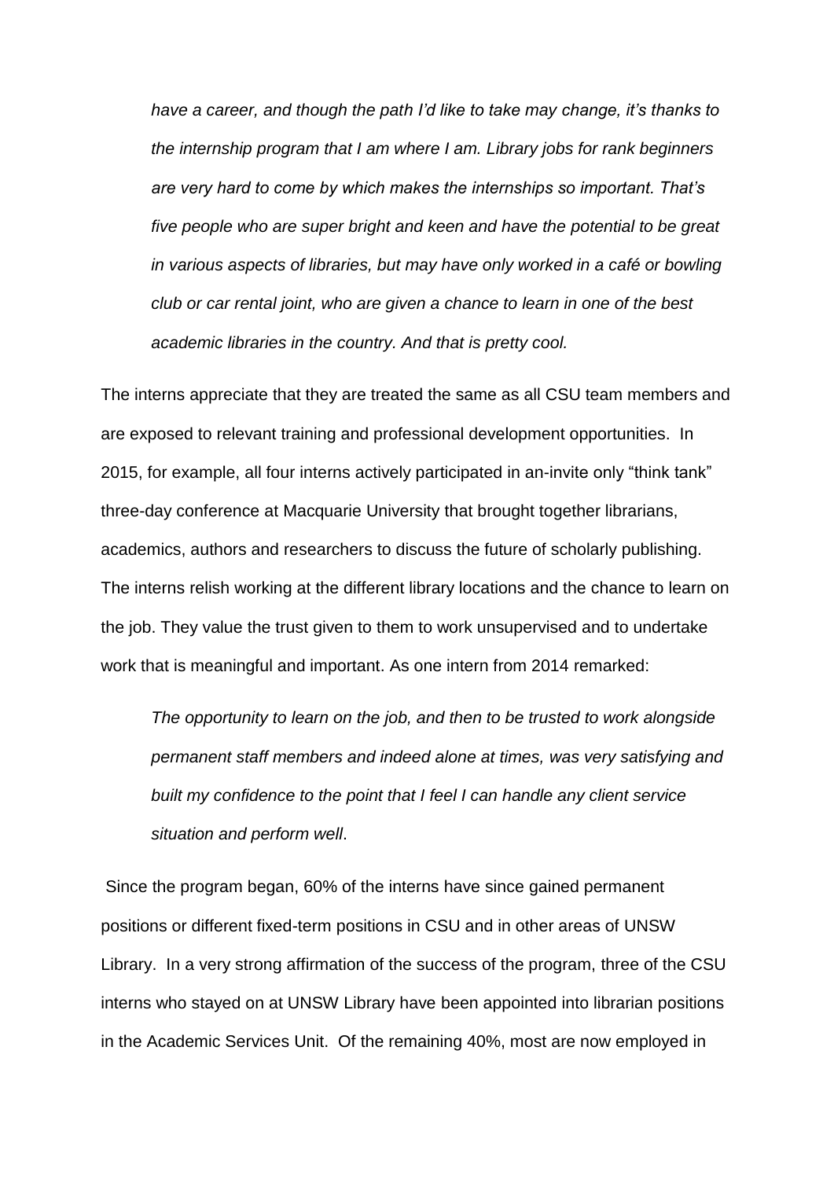*have a career, and though the path I'd like to take may change, it's thanks to the internship program that I am where I am. Library jobs for rank beginners are very hard to come by which makes the internships so important. That's five people who are super bright and keen and have the potential to be great in various aspects of libraries, but may have only worked in a café or bowling club or car rental joint, who are given a chance to learn in one of the best academic libraries in the country. And that is pretty cool.*

The interns appreciate that they are treated the same as all CSU team members and are exposed to relevant training and professional development opportunities. In 2015, for example, all four interns actively participated in an-invite only "think tank" three-day conference at Macquarie University that brought together librarians, academics, authors and researchers to discuss the future of scholarly publishing. The interns relish working at the different library locations and the chance to learn on the job. They value the trust given to them to work unsupervised and to undertake work that is meaningful and important. As one intern from 2014 remarked:

*The opportunity to learn on the job, and then to be trusted to work alongside permanent staff members and indeed alone at times, was very satisfying and built my confidence to the point that I feel I can handle any client service situation and perform well*.

Since the program began, 60% of the interns have since gained permanent positions or different fixed-term positions in CSU and in other areas of UNSW Library. In a very strong affirmation of the success of the program, three of the CSU interns who stayed on at UNSW Library have been appointed into librarian positions in the Academic Services Unit. Of the remaining 40%, most are now employed in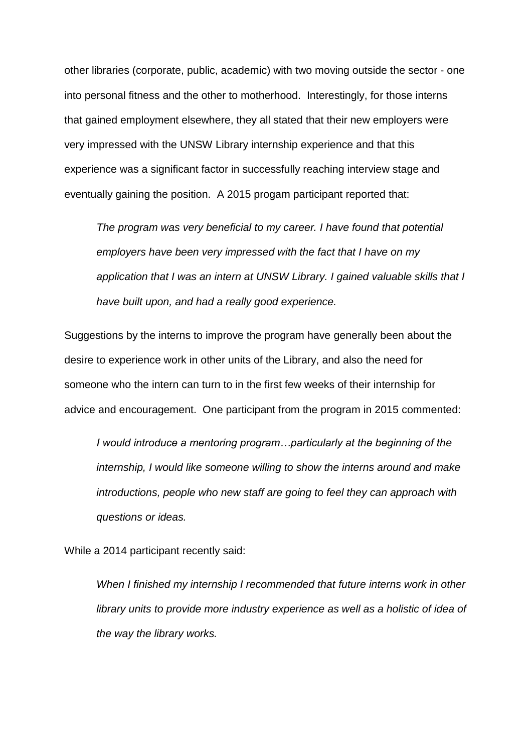other libraries (corporate, public, academic) with two moving outside the sector - one into personal fitness and the other to motherhood. Interestingly, for those interns that gained employment elsewhere, they all stated that their new employers were very impressed with the UNSW Library internship experience and that this experience was a significant factor in successfully reaching interview stage and eventually gaining the position. A 2015 progam participant reported that:

> *The program was very beneficial to my career. I have found that potential employers have been very impressed with the fact that I have on my application that I was an intern at UNSW Library. I gained valuable skills that I have built upon, and had a really good experience.*

Suggestions by the interns to improve the program have generally been about the desire to experience work in other units of the Library, and also the need for someone who the intern can turn to in the first few weeks of their internship for advice and encouragement. One participant from the program in 2015 commented:

> *I would introduce a mentoring program…particularly at the beginning of the internship, I would like someone willing to show the interns around and make introductions, people who new staff are going to feel they can approach with questions or ideas.*

While a 2014 participant recently said:

> *When I finished my internship I recommended that future interns work in other library units to provide more industry experience as well as a holistic of idea of the way the library works.*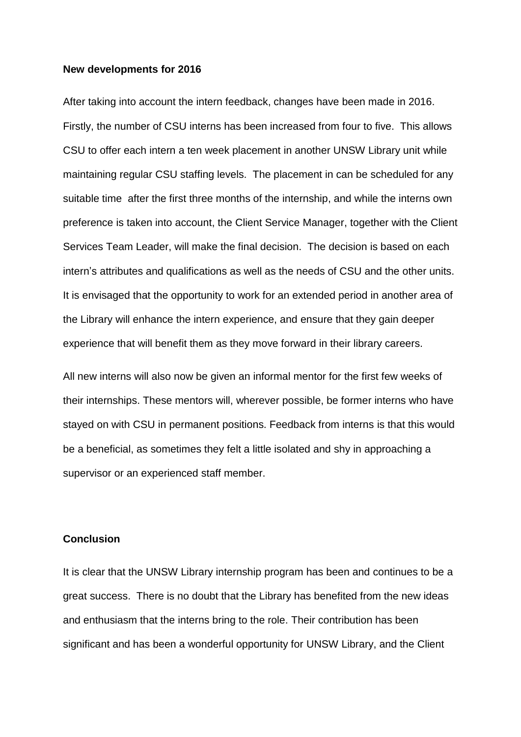**New developments for 2016**

After taking into account the intern feedback, changes have been made in 2016. Firstly, the number of CSU interns has been increased from four to five. This allows CSU to offer each intern a ten week placement in another UNSW Library unit while maintaining regular CSU staffing levels. The placement in can be scheduled for any suitable time after the first three months of the internship, and while the interns own preference is taken into account, the Client Service Manager, together with the Client Services Team Leader, will make the final decision. The decision is based on each intern's attributes and qualifications as well as the needs of CSU and the other units. It is envisaged that the opportunity to work for an extended period in another area of the Library will enhance the intern experience, and ensure that they gain deeper experience that will benefit them as they move forward in their library careers.

All new interns will also now be given an informal mentor for the first few weeks of their internships. These mentors will, wherever possible, be former interns who have stayed on with CSU in permanent positions. Feedback from interns is that this would be a beneficial, as sometimes they felt a little isolated and shy in approaching a supervisor or an experienced staff member.

**Conclusion**

It is clear that the UNSW Library internship program has been and continues to be a great success. There is no doubt that the Library has benefited from the new ideas and enthusiasm that the interns bring to the role. Their contribution has been significant and has been a wonderful opportunity for UNSW Library, and the Client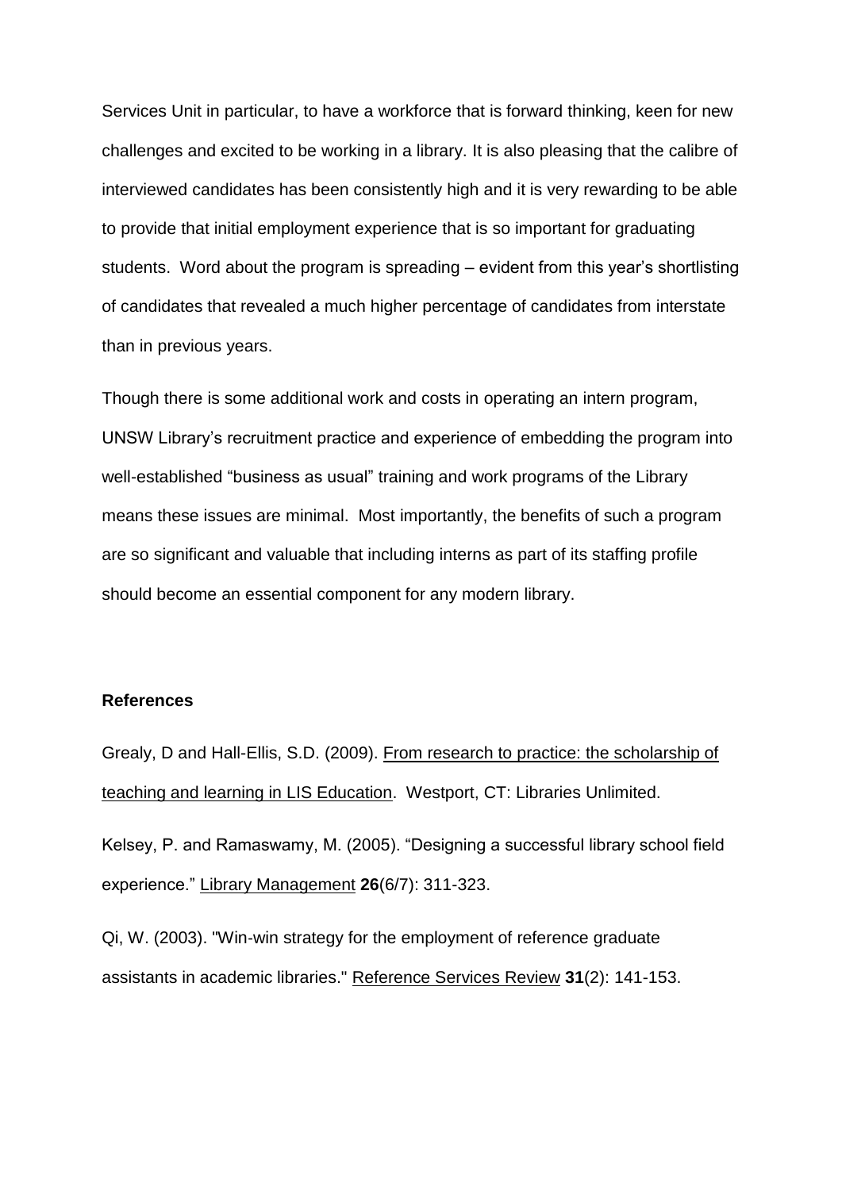Services Unit in particular, to have a workforce that is forward thinking, keen for new challenges and excited to be working in a library. It is also pleasing that the calibre of interviewed candidates has been consistently high and it is very rewarding to be able to provide that initial employment experience that is so important for graduating students. Word about the program is spreading – evident from this year's shortlisting of candidates that revealed a much higher percentage of candidates from interstate than in previous years.

Though there is some additional work and costs in operating an intern program, UNSW Library's recruitment practice and experience of embedding the program into well-established "business as usual" training and work programs of the Library means these issues are minimal. Most importantly, the benefits of such a program are so significant and valuable that including interns as part of its staffing profile should become an essential component for any modern library.

**References**

Grealy, D and Hall-Ellis, S.D. (2009). From research to practice: the scholarship of teaching and learning in LIS Education. Westport, CT: Libraries Unlimited.

Kelsey, P. and Ramaswamy, M. (2005). "Designing a successful library school field experience." Library Management **26**(6/7): 311-323.

Qi, W. (2003). "Win-win strategy for the employment of reference graduate assistants in academic libraries." Reference Services Review **31**(2): 141-153.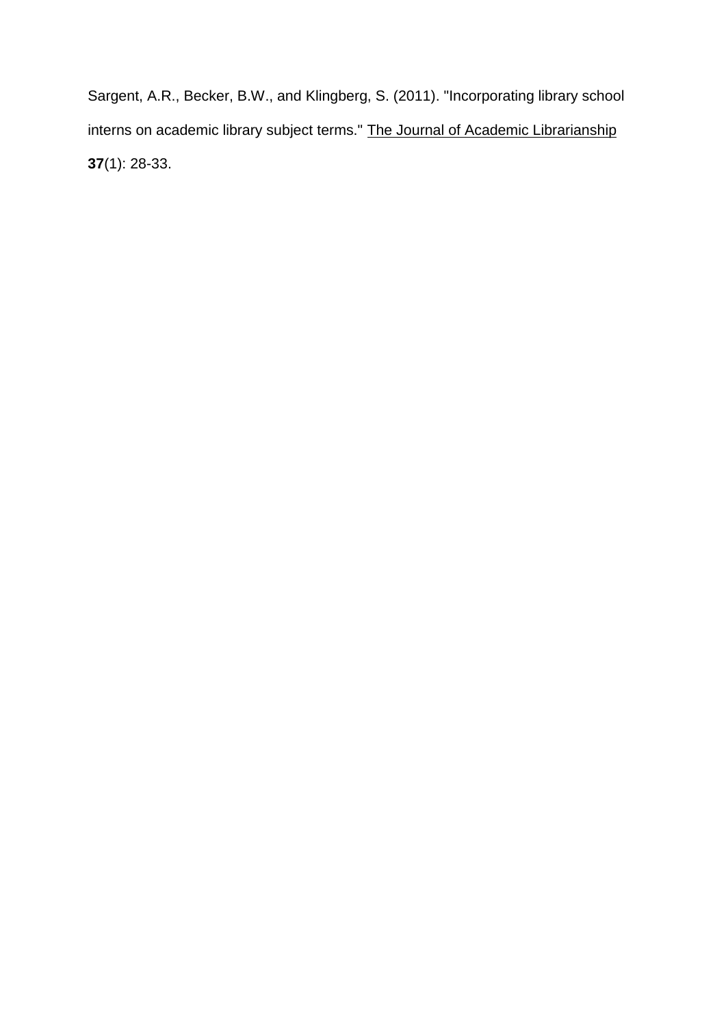Sargent, A.R., Becker, B.W., and Klingberg, S. (2011). "Incorporating library school interns on academic library subject terms." The Journal of Academic Librarianship **37**(1): 28-33.